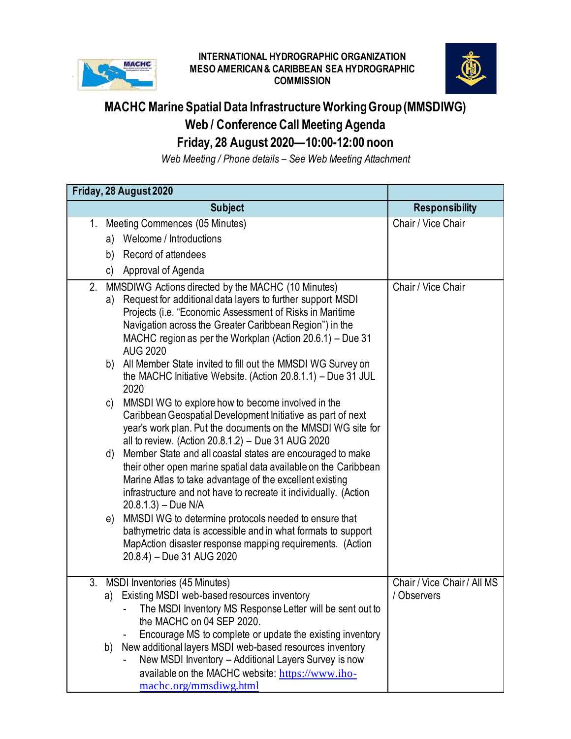**INTERNATIONAL HYDROGRAPHIC ORGANIZATION**
**MESO AMERICAN & CARIBBEAN SEA HYDROGRAPHIC COMMISSION**

# MACHC Marine Spatial Data Infrastructure Working Group (MMSDIWG)
## Web / Conference Call Meeting Agenda
## Friday, 28 August 2020—10:00-12:00 noon

*Web Meeting / Phone details – See Web Meeting Attachment*

| Friday, 28 August 2020 | |
|---|---|
| **Subject** | **Responsibility** |
| 1. Meeting Commences (05 Minutes)<br>a) Welcome / Introductions<br>b) Record of attendees<br>c) Approval of Agenda | Chair / Vice Chair |
| 2. MMSDIWG Actions directed by the MACHC (10 Minutes)<br>a) Request for additional data layers to further support MSDI Projects (i.e. "Economic Assessment of Risks in Maritime Navigation across the Greater Caribbean Region") in the MACHC region as per the Workplan (Action 20.6.1) – Due 31 AUG 2020<br>b) All Member State invited to fill out the MMSDI WG Survey on the MACHC Initiative Website. (Action 20.8.1.1) – Due 31 JUL 2020<br>c) MMSDI WG to explore how to become involved in the Caribbean Geospatial Development Initiative as part of next year's work plan. Put the documents on the MMSDI WG site for all to review. (Action 20.8.1.2) – Due 31 AUG 2020<br>d) Member State and all coastal states are encouraged to make their other open marine spatial data available on the Caribbean Marine Atlas to take advantage of the excellent existing infrastructure and not have to recreate it individually. (Action 20.8.1.3) – Due N/A<br>e) MMSDI WG to determine protocols needed to ensure that bathymetric data is accessible and in what formats to support MapAction disaster response mapping requirements. (Action 20.8.4) – Due 31 AUG 2020 | Chair / Vice Chair |
| 3. MSDI Inventories (45 Minutes)<br>a) Existing MSDI web-based resources inventory<br>- The MSDI Inventory MS Response Letter will be sent out to the MACHC on 04 SEP 2020.<br>- Encourage MS to complete or update the existing inventory<br>b) New additional layers MSDI web-based resources inventory<br>- New MSDI Inventory – Additional Layers Survey is now available on the MACHC website: https://www.iho-machc.org/mmsdiwg.html | Chair / Vice Chair / All MS / Observers |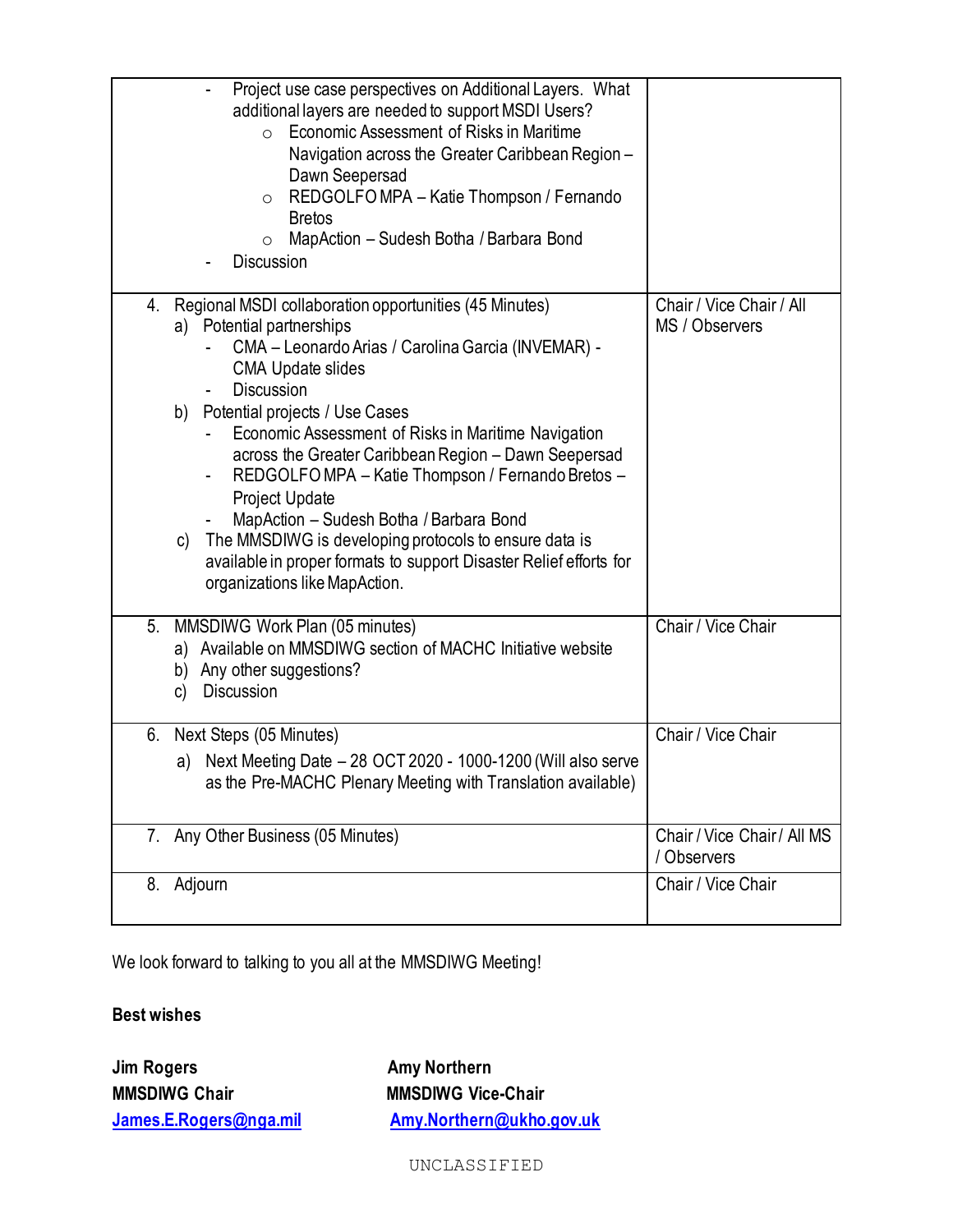| | |
|---|---|
| - Project use case perspectives on Additional Layers. What additional layers are needed to support MSDI Users?<br>○ Economic Assessment of Risks in Maritime Navigation across the Greater Caribbean Region – Dawn Seepersad<br>○ REDGOLFO MPA – Katie Thompson / Fernando Bretos<br>○ MapAction – Sudesh Botha / Barbara Bond<br>- Discussion | |
| 4. Regional MSDI collaboration opportunities (45 Minutes)<br>a) Potential partnerships<br>- CMA – Leonardo Arias / Carolina Garcia (INVEMAR) - CMA Update slides<br>- Discussion<br>b) Potential projects / Use Cases<br>- Economic Assessment of Risks in Maritime Navigation across the Greater Caribbean Region – Dawn Seepersad<br>- REDGOLFO MPA – Katie Thompson / Fernando Bretos – Project Update<br>- MapAction – Sudesh Botha / Barbara Bond<br>c) The MMSDIWG is developing protocols to ensure data is available in proper formats to support Disaster Relief efforts for organizations like MapAction. | Chair / Vice Chair / All MS / Observers |
| 5. MMSDIWG Work Plan (05 minutes)<br>a) Available on MMSDIWG section of MACHC Initiative website<br>b) Any other suggestions?<br>c) Discussion | Chair / Vice Chair |
| 6. Next Steps (05 Minutes)<br>a) Next Meeting Date – 28 OCT 2020 - 1000-1200 (Will also serve as the Pre-MACHC Plenary Meeting with Translation available) | Chair / Vice Chair |
| 7. Any Other Business (05 Minutes) | Chair / Vice Chair / All MS / Observers |
| 8. Adjourn | Chair / Vice Chair |

We look forward to talking to you all at the MMSDIWG Meeting!

**Best wishes**

**Jim Rogers**
**MMSDIWG Chair**
**James.E.Rogers@nga.mil**

**Amy Northern**
**MMSDIWG Vice-Chair**
**Amy.Northern@ukho.gov.uk**

UNCLASSIFIED